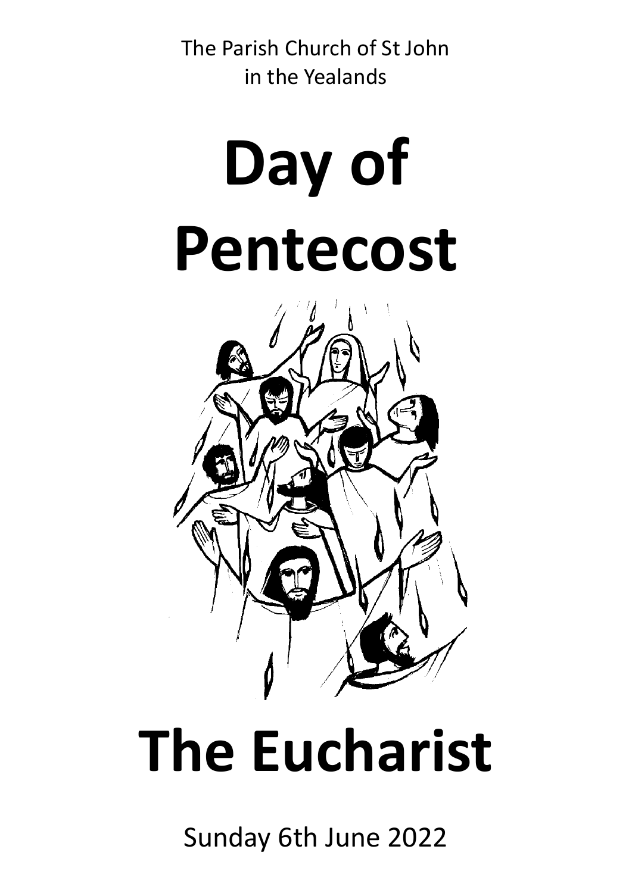The Parish Church of St John
in the Yealands

# Day of Pentecost

# The Eucharist

Sunday 6th June 2022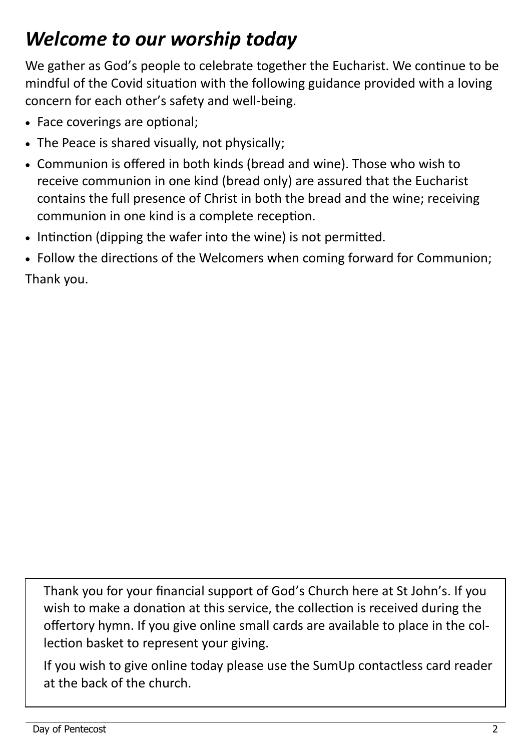# *Welcome to our worship today*

We gather as God's people to celebrate together the Eucharist. We continue to be mindful of the Covid situation with the following guidance provided with a loving concern for each other's safety and well-being.

- Face coverings are optional;
- The Peace is shared visually, not physically;
- Communion is offered in both kinds (bread and wine). Those who wish to receive communion in one kind (bread only) are assured that the Eucharist contains the full presence of Christ in both the bread and the wine; receiving communion in one kind is a complete reception.
- Intinction (dipping the wafer into the wine) is not permitted.
- Follow the directions of the Welcomers when coming forward for Communion;

Thank you.

Thank you for your financial support of God's Church here at St John's. If you wish to make a donation at this service, the collection is received during the offertory hymn. If you give online small cards are available to place in the collection basket to represent your giving.

If you wish to give online today please use the SumUp contactless card reader at the back of the church.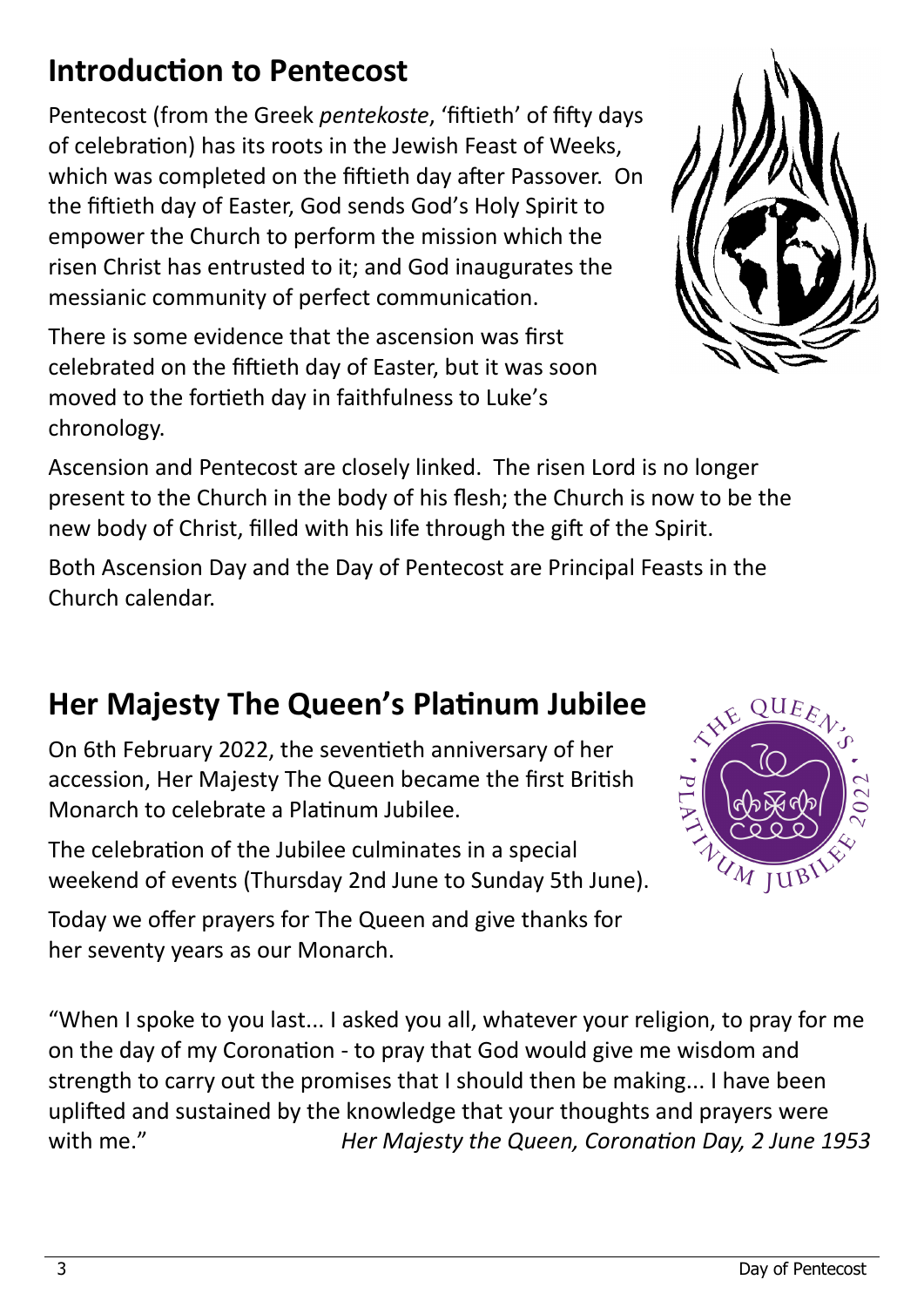## Introduction to Pentecost

Pentecost (from the Greek *pentekoste*, 'fiftieth' of fifty days of celebration) has its roots in the Jewish Feast of Weeks, which was completed on the fiftieth day after Passover. On the fiftieth day of Easter, God sends God's Holy Spirit to empower the Church to perform the mission which the risen Christ has entrusted to it; and God inaugurates the messianic community of perfect communication.

There is some evidence that the ascension was first celebrated on the fiftieth day of Easter, but it was soon moved to the fortieth day in faithfulness to Luke's chronology.

Ascension and Pentecost are closely linked. The risen Lord is no longer present to the Church in the body of his flesh; the Church is now to be the new body of Christ, filled with his life through the gift of the Spirit.

Both Ascension Day and the Day of Pentecost are Principal Feasts in the Church calendar.

## Her Majesty The Queen's Platinum Jubilee

On 6th February 2022, the seventieth anniversary of her accession, Her Majesty The Queen became the first British Monarch to celebrate a Platinum Jubilee.

The celebration of the Jubilee culminates in a special weekend of events (Thursday 2nd June to Sunday 5th June).

Today we offer prayers for The Queen and give thanks for her seventy years as our Monarch.

"When I spoke to you last... I asked you all, whatever your religion, to pray for me on the day of my Coronation - to pray that God would give me wisdom and strength to carry out the promises that I should then be making... I have been uplifted and sustained by the knowledge that your thoughts and prayers were with me." *Her Majesty the Queen, Coronation Day, 2 June 1953*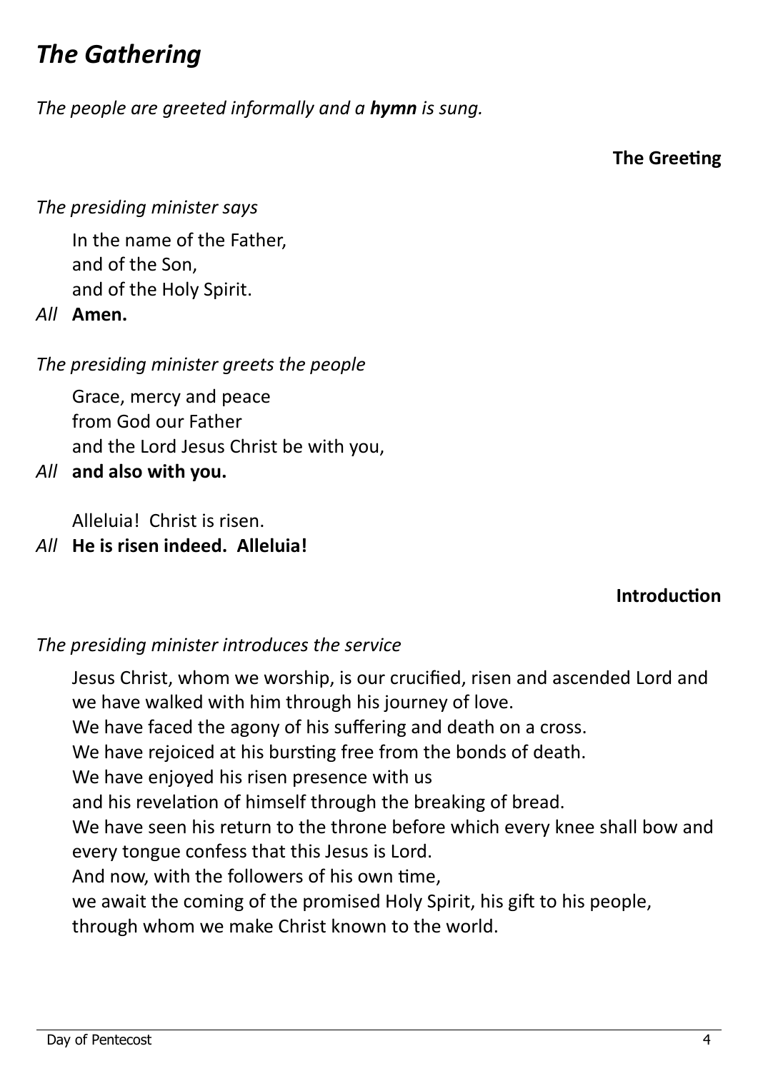# *The Gathering*

*The people are greeted informally and a **hymn** is sung.*

**The Greeting**

*The presiding minister says*

In the name of the Father,
and of the Son,
and of the Holy Spirit.

*All* **Amen.**

*The presiding minister greets the people*

Grace, mercy and peace
from God our Father
and the Lord Jesus Christ be with you,

*All* **and also with you.**

Alleluia! Christ is risen.

*All* **He is risen indeed. Alleluia!**

**Introduction**

*The presiding minister introduces the service*

Jesus Christ, whom we worship, is our crucified, risen and ascended Lord and we have walked with him through his journey of love.
We have faced the agony of his suffering and death on a cross.
We have rejoiced at his bursting free from the bonds of death.
We have enjoyed his risen presence with us
and his revelation of himself through the breaking of bread.
We have seen his return to the throne before which every knee shall bow and every tongue confess that this Jesus is Lord.
And now, with the followers of his own time,
we await the coming of the promised Holy Spirit, his gift to his people,
through whom we make Christ known to the world.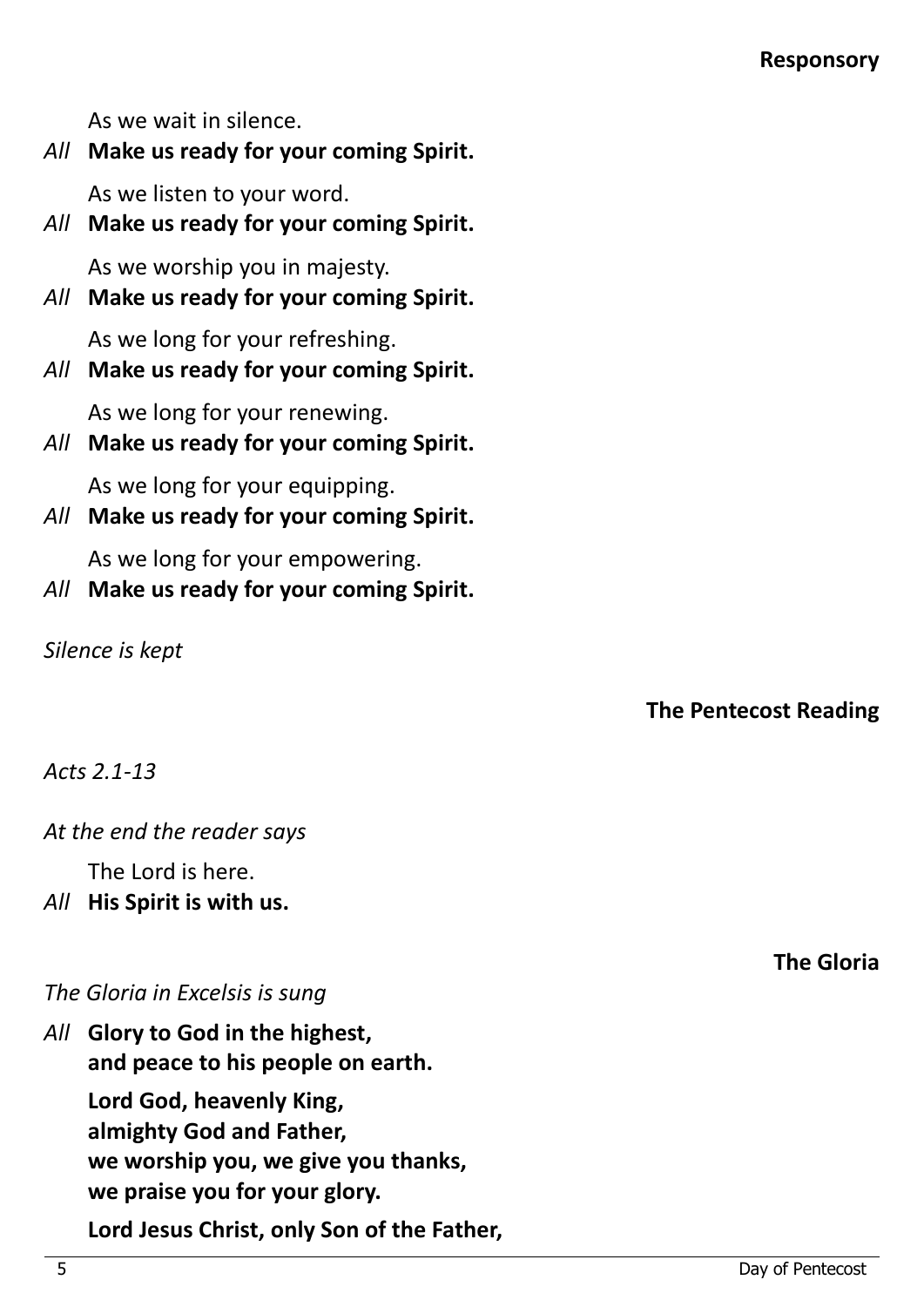## Responsory

As we wait in silence.

*All* **Make us ready for your coming Spirit.**

As we listen to your word.

*All* **Make us ready for your coming Spirit.**

As we worship you in majesty.

*All* **Make us ready for your coming Spirit.**

As we long for your refreshing.

*All* **Make us ready for your coming Spirit.**

As we long for your renewing.

*All* **Make us ready for your coming Spirit.**

As we long for your equipping.

*All* **Make us ready for your coming Spirit.**

As we long for your empowering.

*All* **Make us ready for your coming Spirit.**

*Silence is kept*

## The Pentecost Reading

*Acts 2.1-13*

*At the end the reader says*

The Lord is here.

*All* **His Spirit is with us.**

## The Gloria

*The Gloria in Excelsis is sung*

*All* **Glory to God in the highest,**
**and peace to his people on earth.**

**Lord God, heavenly King,**
**almighty God and Father,**
**we worship you, we give you thanks,**
**we praise you for your glory.**

**Lord Jesus Christ, only Son of the Father,**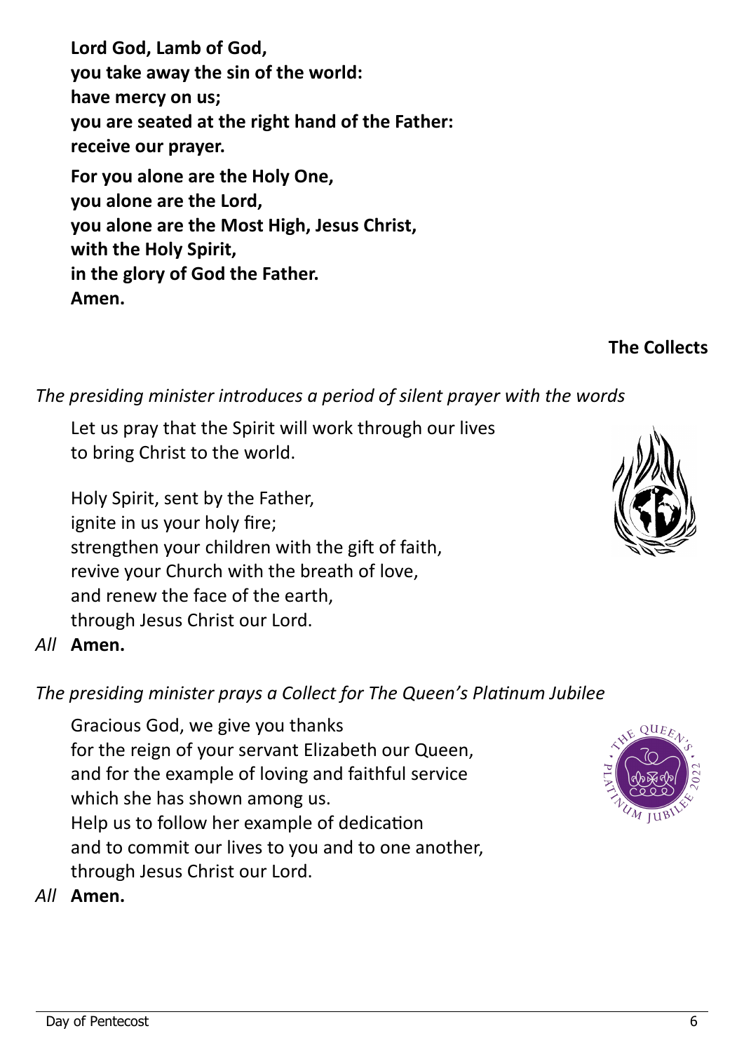**Lord God, Lamb of God,**
**you take away the sin of the world:**
**have mercy on us;**
**you are seated at the right hand of the Father:**
**receive our prayer.**

**For you alone are the Holy One,**
**you alone are the Lord,**
**you alone are the Most High, Jesus Christ,**
**with the Holy Spirit,**
**in the glory of God the Father.**
**Amen.**

## The Collects

*The presiding minister introduces a period of silent prayer with the words*

Let us pray that the Spirit will work through our lives
to bring Christ to the world.

Holy Spirit, sent by the Father,
ignite in us your holy fire;
strengthen your children with the gift of faith,
revive your Church with the breath of love,
and renew the face of the earth,
through Jesus Christ our Lord.

*All* **Amen.**

*The presiding minister prays a Collect for The Queen's Platinum Jubilee*

Gracious God, we give you thanks
for the reign of your servant Elizabeth our Queen,
and for the example of loving and faithful service
which she has shown among us.
Help us to follow her example of dedication
and to commit our lives to you and to one another,
through Jesus Christ our Lord.

*All* **Amen.**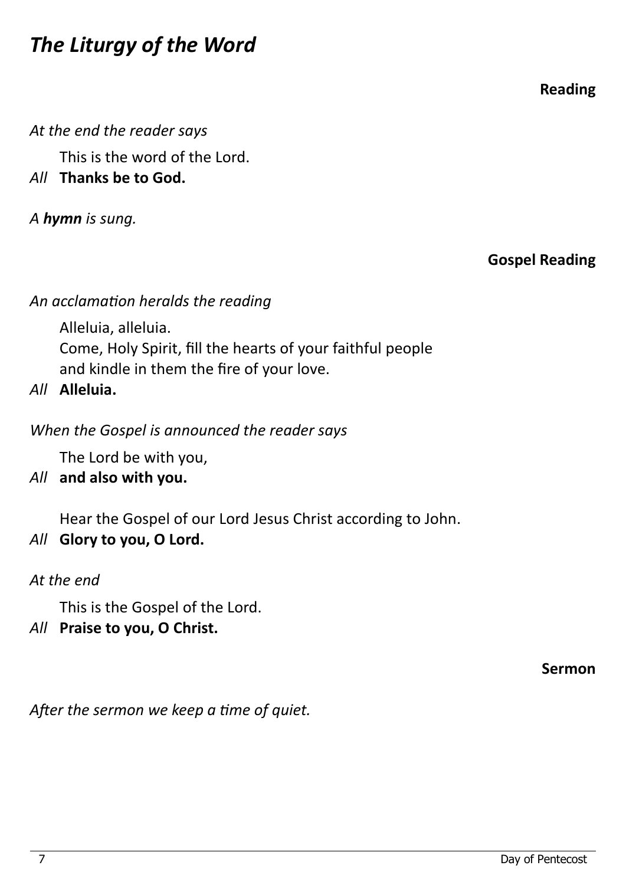# *The Liturgy of the Word*

**Reading**

*At the end the reader says*

This is the word of the Lord.

*All* **Thanks be to God.**

*A **hymn** is sung.*

**Gospel Reading**

*An acclamation heralds the reading*

Alleluia, alleluia.
Come, Holy Spirit, fill the hearts of your faithful people
and kindle in them the fire of your love.

*All* **Alleluia.**

*When the Gospel is announced the reader says*

The Lord be with you,

*All* **and also with you.**

Hear the Gospel of our Lord Jesus Christ according to John.

*All* **Glory to you, O Lord.**

*At the end*

This is the Gospel of the Lord.

*All* **Praise to you, O Christ.**

**Sermon**

*After the sermon we keep a time of quiet.*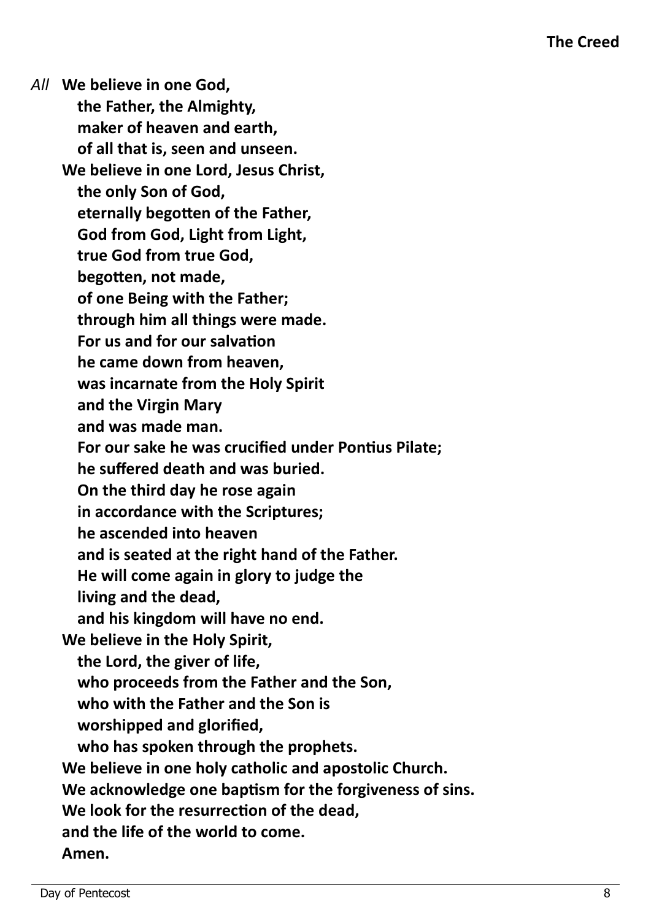## The Creed

*All* **We believe in one God,**
**the Father, the Almighty,**
**maker of heaven and earth,**
**of all that is, seen and unseen.**
**We believe in one Lord, Jesus Christ,**
**the only Son of God,**
**eternally begotten of the Father,**
**God from God, Light from Light,**
**true God from true God,**
**begotten, not made,**
**of one Being with the Father;**
**through him all things were made.**
**For us and for our salvation**
**he came down from heaven,**
**was incarnate from the Holy Spirit**
**and the Virgin Mary**
**and was made man.**
**For our sake he was crucified under Pontius Pilate;**
**he suffered death and was buried.**
**On the third day he rose again**
**in accordance with the Scriptures;**
**he ascended into heaven**
**and is seated at the right hand of the Father.**
**He will come again in glory to judge the**
**living and the dead,**
**and his kingdom will have no end.**
**We believe in the Holy Spirit,**
**the Lord, the giver of life,**
**who proceeds from the Father and the Son,**
**who with the Father and the Son is**
**worshipped and glorified,**
**who has spoken through the prophets.**
**We believe in one holy catholic and apostolic Church.**
**We acknowledge one baptism for the forgiveness of sins.**
**We look for the resurrection of the dead,**
**and the life of the world to come.**
**Amen.**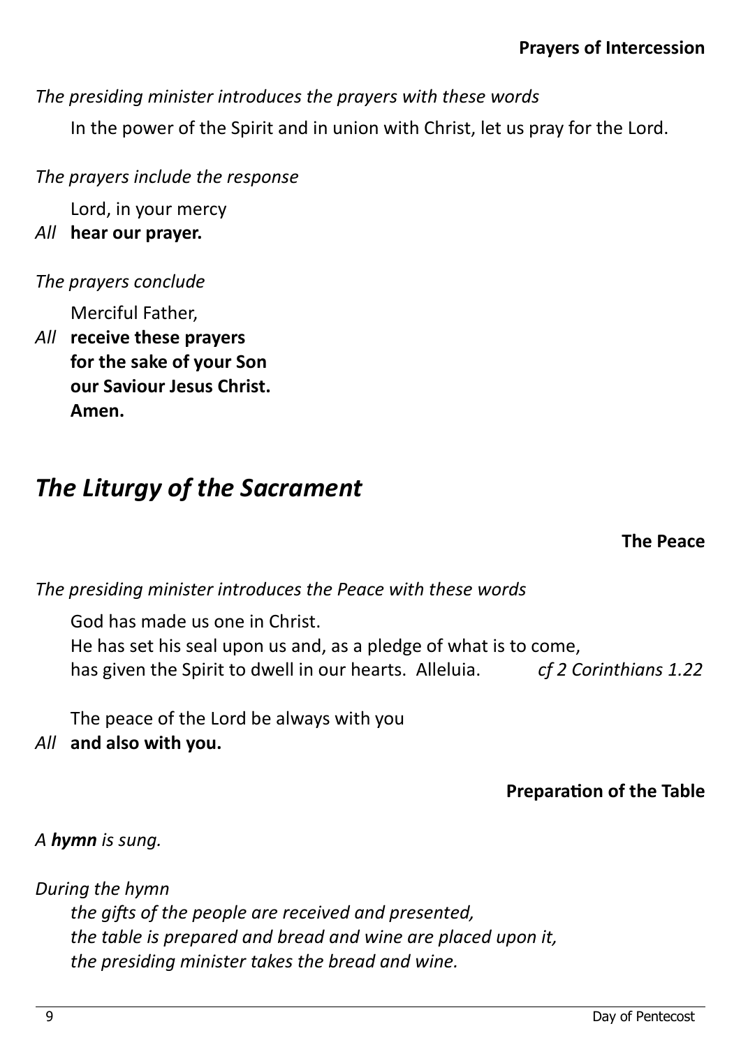### Prayers of Intercession

*The presiding minister introduces the prayers with these words*

In the power of the Spirit and in union with Christ, let us pray for the Lord.

*The prayers include the response*

Lord, in your mercy

*All* **hear our prayer.**

*The prayers conclude*

Merciful Father,

*All* **receive these prayers**
**for the sake of your Son**
**our Saviour Jesus Christ.**
**Amen.**

## *The Liturgy of the Sacrament*

### The Peace

*The presiding minister introduces the Peace with these words*

God has made us one in Christ.
He has set his seal upon us and, as a pledge of what is to come,
has given the Spirit to dwell in our hearts. Alleluia. *cf 2 Corinthians 1.22*

The peace of the Lord be always with you

*All* **and also with you.**

### Preparation of the Table

*A* ***hymn*** *is sung.*

*During the hymn*
*the gifts of the people are received and presented,*
*the table is prepared and bread and wine are placed upon it,*
*the presiding minister takes the bread and wine.*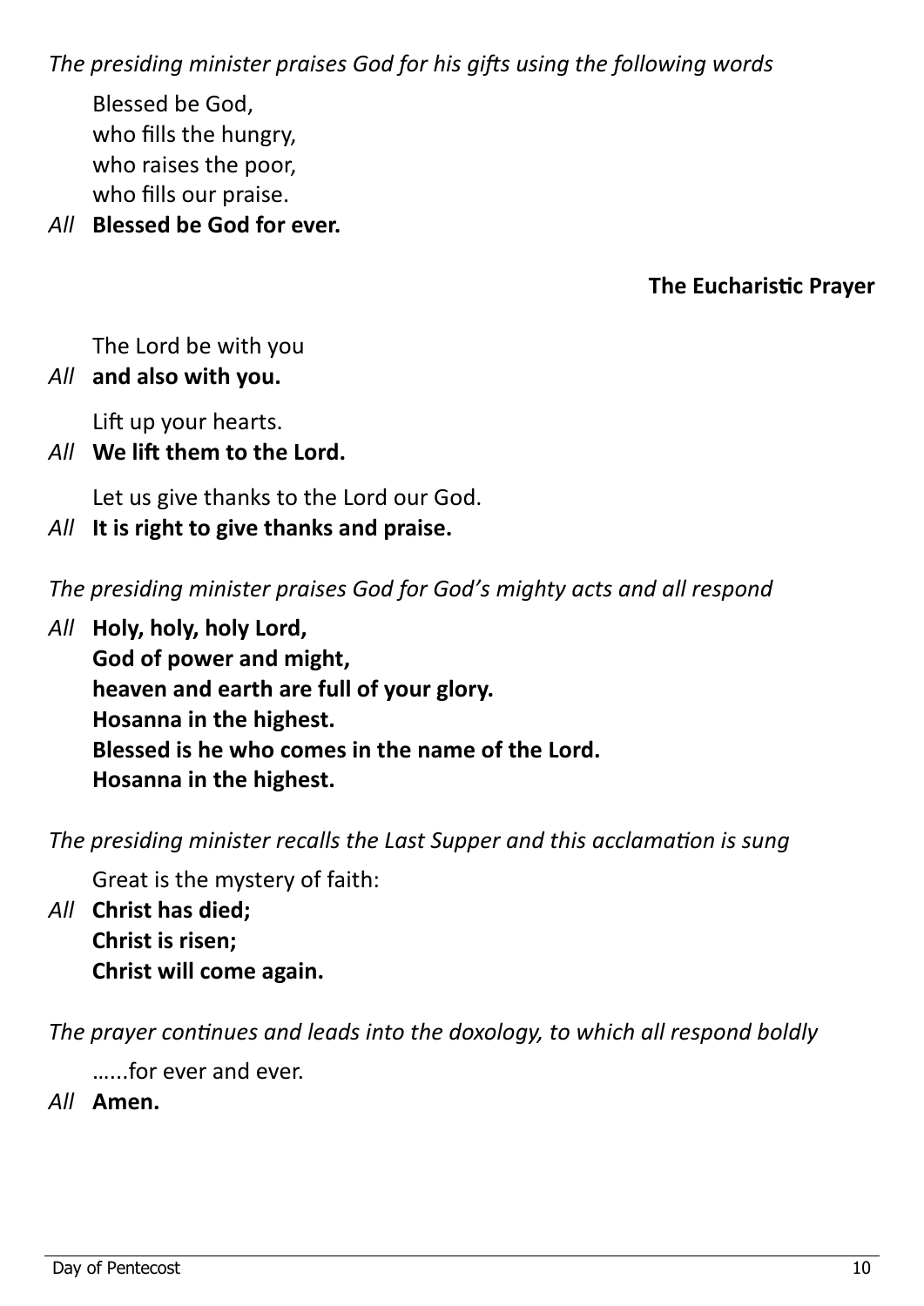*The presiding minister praises God for his gifts using the following words*

Blessed be God,
who fills the hungry,
who raises the poor,
who fills our praise.

*All* **Blessed be God for ever.**

## The Eucharistic Prayer

The Lord be with you

*All* **and also with you.**

Lift up your hearts.

*All* **We lift them to the Lord.**

Let us give thanks to the Lord our God.

*All* **It is right to give thanks and praise.**

*The presiding minister praises God for God's mighty acts and all respond*

*All* **Holy, holy, holy Lord,**
**God of power and might,**
**heaven and earth are full of your glory.**
**Hosanna in the highest.**
**Blessed is he who comes in the name of the Lord.**
**Hosanna in the highest.**

*The presiding minister recalls the Last Supper and this acclamation is sung*

Great is the mystery of faith:

*All* **Christ has died;**
**Christ is risen;**
**Christ will come again.**

*The prayer continues and leads into the doxology, to which all respond boldly*

…...for ever and ever.

*All* **Amen.**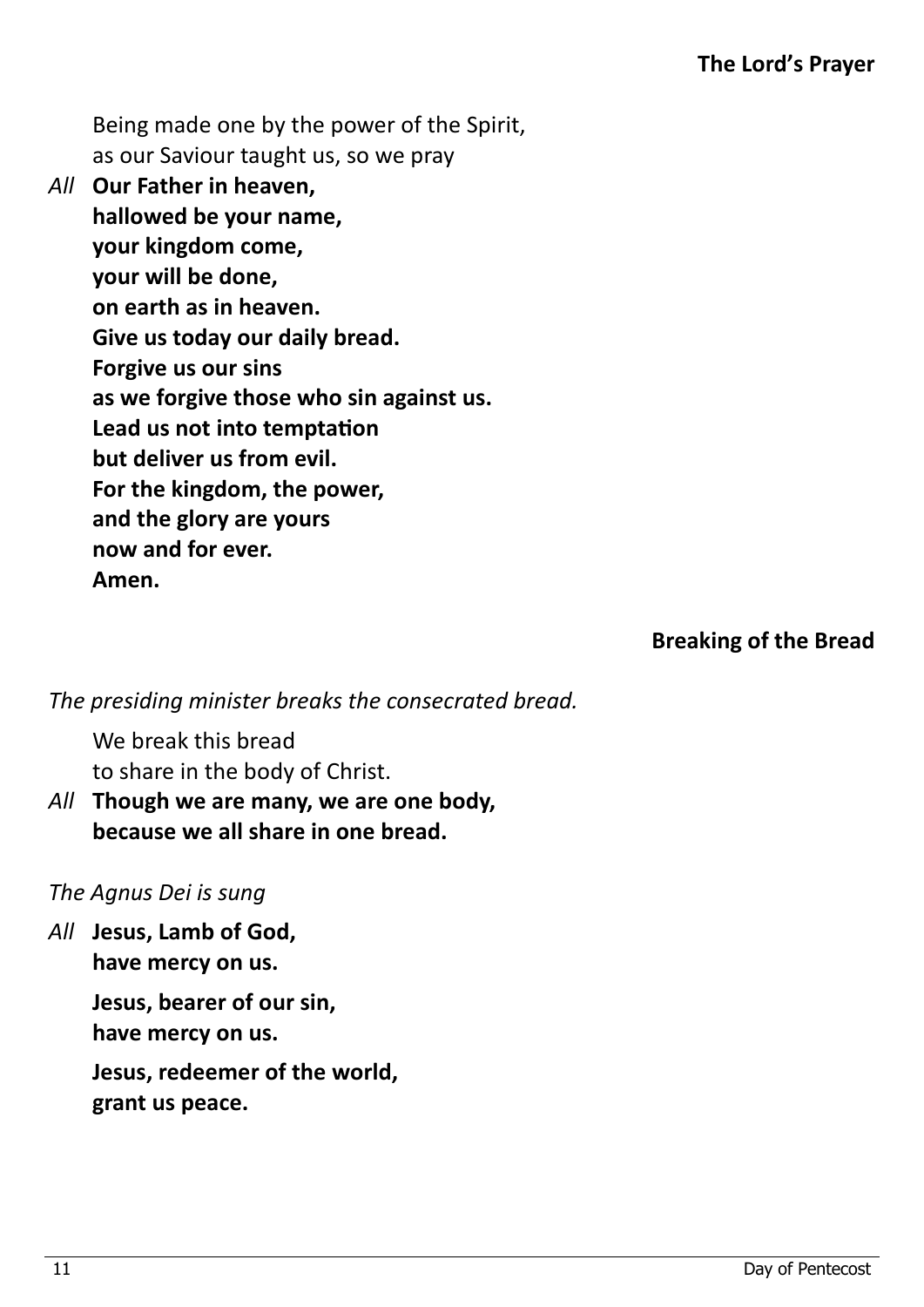## The Lord's Prayer

Being made one by the power of the Spirit,
as our Saviour taught us, so we pray

*All* **Our Father in heaven,
hallowed be your name,
your kingdom come,
your will be done,
on earth as in heaven.
Give us today our daily bread.
Forgive us our sins
as we forgive those who sin against us.
Lead us not into temptation
but deliver us from evil.
For the kingdom, the power,
and the glory are yours
now and for ever.
Amen.**

## Breaking of the Bread

*The presiding minister breaks the consecrated bread.*

We break this bread
to share in the body of Christ.

*All* **Though we are many, we are one body,
because we all share in one bread.**

*The Agnus Dei is sung*

*All* **Jesus, Lamb of God,
have mercy on us.**

**Jesus, bearer of our sin,
have mercy on us.**

**Jesus, redeemer of the world,
grant us peace.**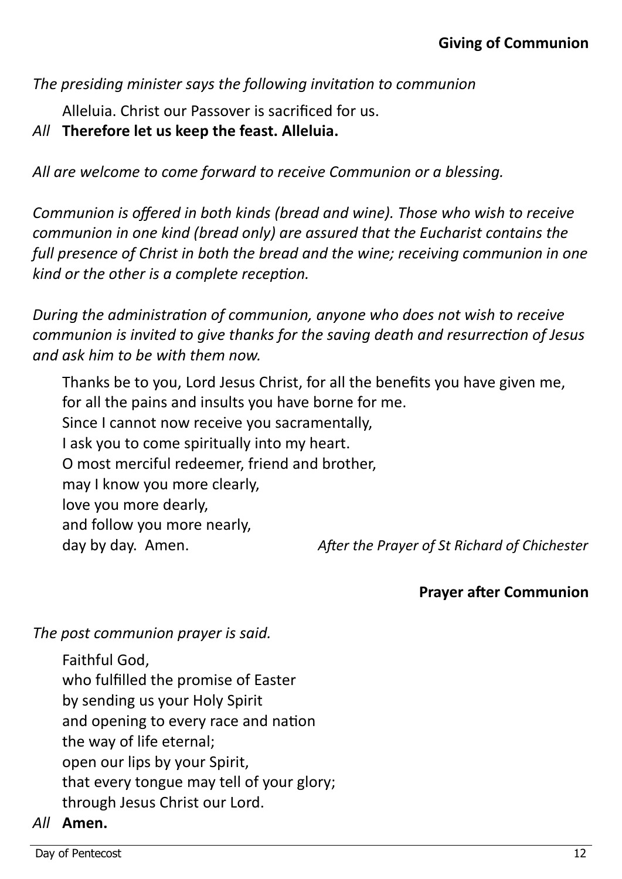## Giving of Communion

*The presiding minister says the following invitation to communion*

Alleluia. Christ our Passover is sacrificed for us.

*All* **Therefore let us keep the feast. Alleluia.**

*All are welcome to come forward to receive Communion or a blessing.*

*Communion is offered in both kinds (bread and wine). Those who wish to receive communion in one kind (bread only) are assured that the Eucharist contains the full presence of Christ in both the bread and the wine; receiving communion in one kind or the other is a complete reception.*

*During the administration of communion, anyone who does not wish to receive communion is invited to give thanks for the saving death and resurrection of Jesus and ask him to be with them now.*

Thanks be to you, Lord Jesus Christ, for all the benefits you have given me,
for all the pains and insults you have borne for me.
Since I cannot now receive you sacramentally,
I ask you to come spiritually into my heart.
O most merciful redeemer, friend and brother,
may I know you more clearly,
love you more dearly,
and follow you more nearly,
day by day. Amen.

*After the Prayer of St Richard of Chichester*

## Prayer after Communion

*The post communion prayer is said.*

Faithful God,
who fulfilled the promise of Easter
by sending us your Holy Spirit
and opening to every race and nation
the way of life eternal;
open our lips by your Spirit,
that every tongue may tell of your glory;
through Jesus Christ our Lord.

*All* **Amen.**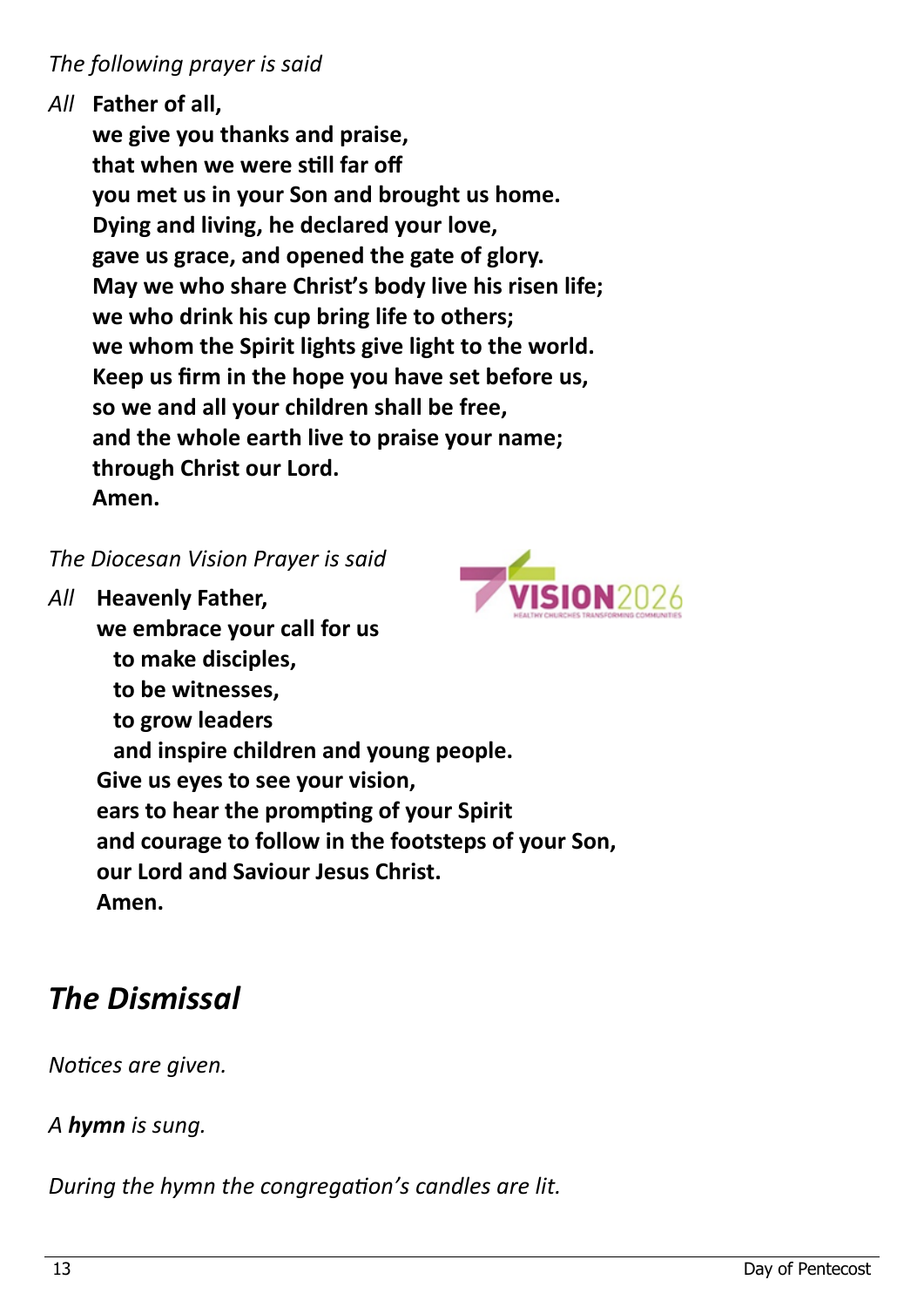*The following prayer is said*

*All* **Father of all,**
**we give you thanks and praise,**
**that when we were still far off**
**you met us in your Son and brought us home.**
**Dying and living, he declared your love,**
**gave us grace, and opened the gate of glory.**
**May we who share Christ's body live his risen life;**
**we who drink his cup bring life to others;**
**we whom the Spirit lights give light to the world.**
**Keep us firm in the hope you have set before us,**
**so we and all your children shall be free,**
**and the whole earth live to praise your name;**
**through Christ our Lord.**
**Amen.**

*The Diocesan Vision Prayer is said*

*All* **Heavenly Father,**
**we embrace your call for us**
**to make disciples,**
**to be witnesses,**
**to grow leaders**
**and inspire children and young people.**
**Give us eyes to see your vision,**
**ears to hear the prompting of your Spirit**
**and courage to follow in the footsteps of your Son,**
**our Lord and Saviour Jesus Christ.**
**Amen.**

## *The Dismissal*

*Notices are given.*

*A* ***hymn*** *is sung.*

*During the hymn the congregation's candles are lit.*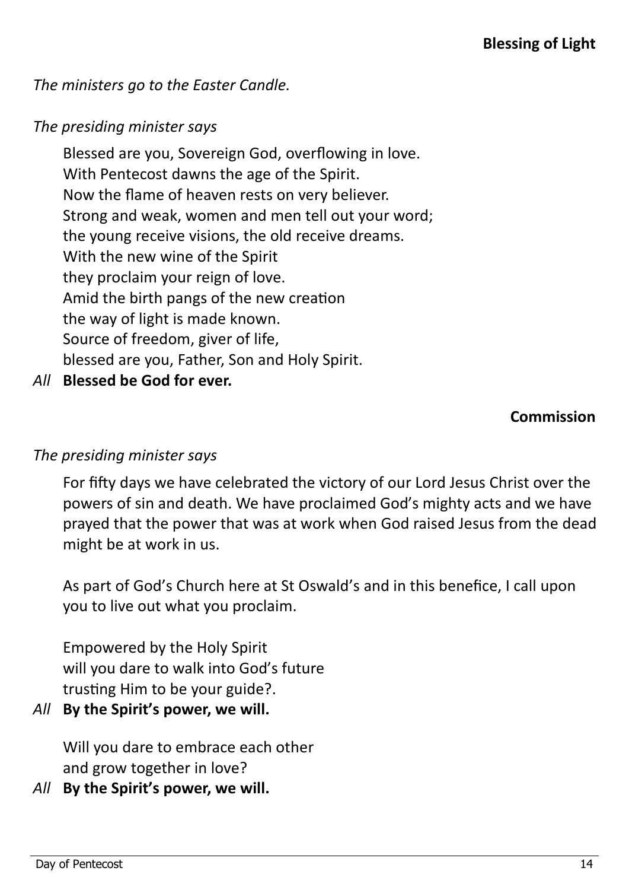## Blessing of Light

*The ministers go to the Easter Candle.*

*The presiding minister says*

Blessed are you, Sovereign God, overflowing in love.
With Pentecost dawns the age of the Spirit.
Now the flame of heaven rests on very believer.
Strong and weak, women and men tell out your word;
the young receive visions, the old receive dreams.
With the new wine of the Spirit
they proclaim your reign of love.
Amid the birth pangs of the new creation
the way of light is made known.
Source of freedom, giver of life,
blessed are you, Father, Son and Holy Spirit.

*All* **Blessed be God for ever.**

## Commission

*The presiding minister says*

For fifty days we have celebrated the victory of our Lord Jesus Christ over the powers of sin and death. We have proclaimed God's mighty acts and we have prayed that the power that was at work when God raised Jesus from the dead might be at work in us.

As part of God's Church here at St Oswald's and in this benefice, I call upon you to live out what you proclaim.

Empowered by the Holy Spirit
will you dare to walk into God's future
trusting Him to be your guide?.

*All* **By the Spirit's power, we will.**

Will you dare to embrace each other
and grow together in love?

*All* **By the Spirit's power, we will.**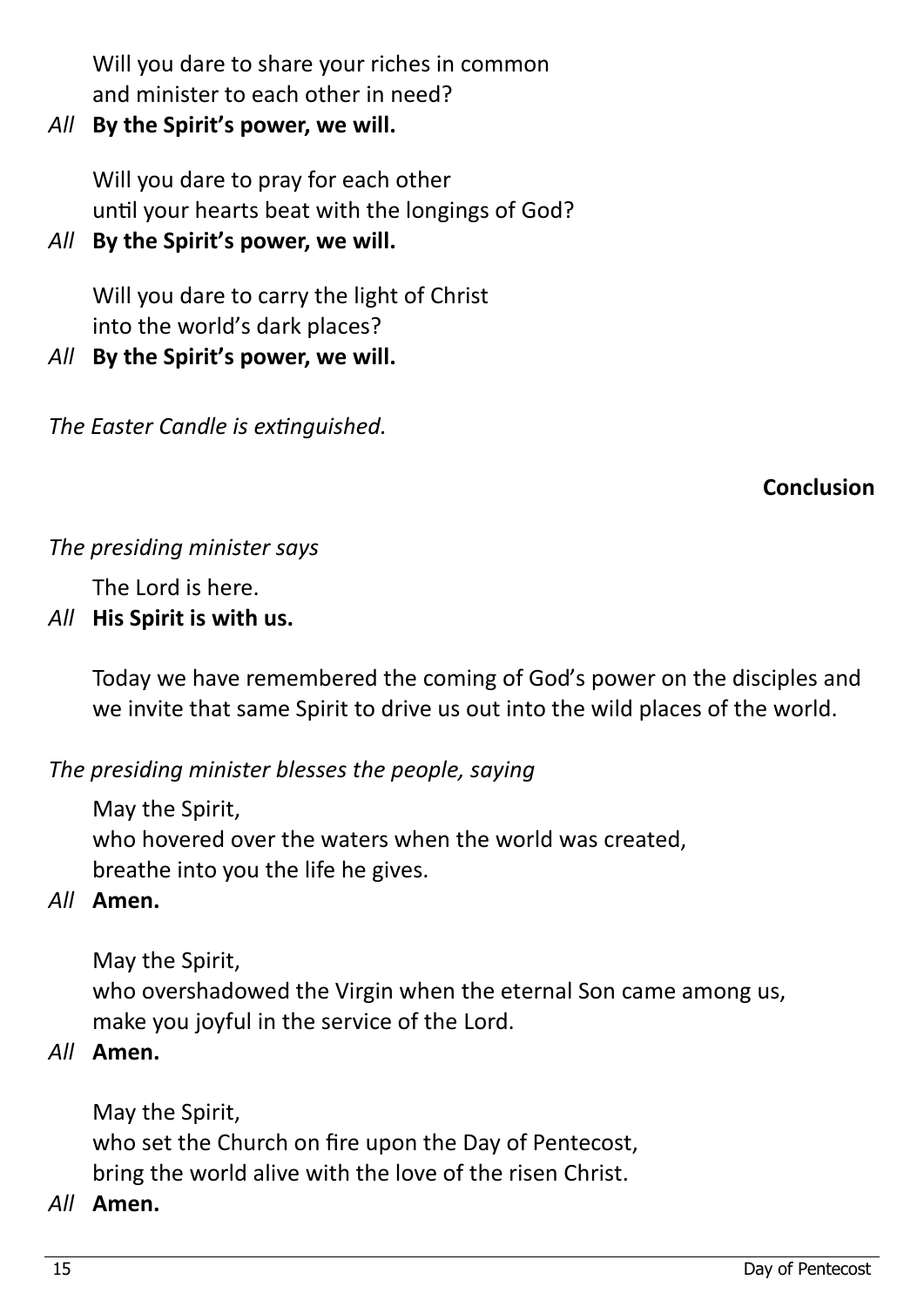Will you dare to share your riches in common
and minister to each other in need?

*All* **By the Spirit's power, we will.**

Will you dare to pray for each other
until your hearts beat with the longings of God?

*All* **By the Spirit's power, we will.**

Will you dare to carry the light of Christ
into the world's dark places?

*All* **By the Spirit's power, we will.**

*The Easter Candle is extinguished.*

## Conclusion

*The presiding minister says*

The Lord is here.

*All* **His Spirit is with us.**

Today we have remembered the coming of God's power on the disciples and we invite that same Spirit to drive us out into the wild places of the world.

*The presiding minister blesses the people, saying*

May the Spirit,
who hovered over the waters when the world was created,
breathe into you the life he gives.

*All* **Amen.**

May the Spirit,
who overshadowed the Virgin when the eternal Son came among us,
make you joyful in the service of the Lord.

*All* **Amen.**

May the Spirit,
who set the Church on fire upon the Day of Pentecost,
bring the world alive with the love of the risen Christ.

*All* **Amen.**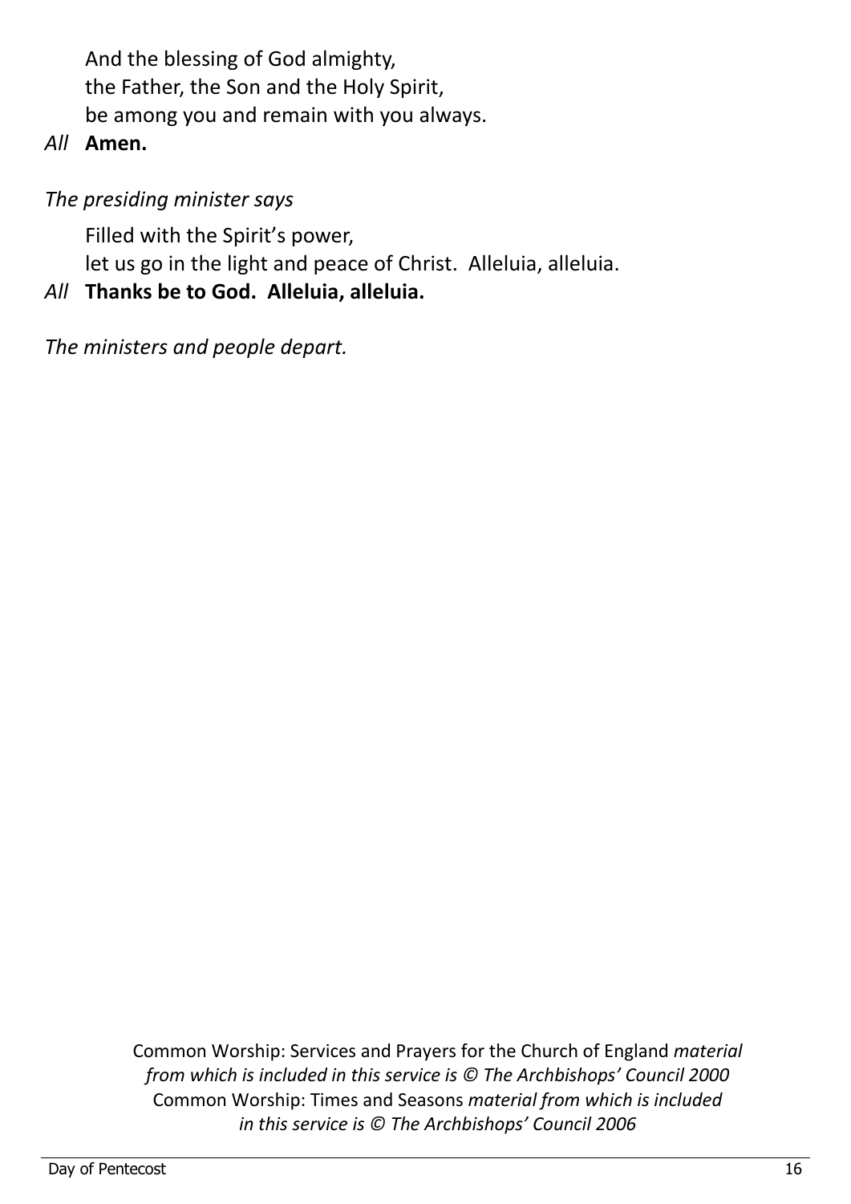And the blessing of God almighty,  
the Father, the Son and the Holy Spirit,  
be among you and remain with you always.

*All* **Amen.**

*The presiding minister says*

Filled with the Spirit's power,  
let us go in the light and peace of Christ. Alleluia, alleluia.

*All* **Thanks be to God. Alleluia, alleluia.**

*The ministers and people depart.*

Common Worship: Services and Prayers for the Church of England *material from which is included in this service is © The Archbishops' Council 2000*  
Common Worship: Times and Seasons *material from which is included in this service is © The Archbishops' Council 2006*